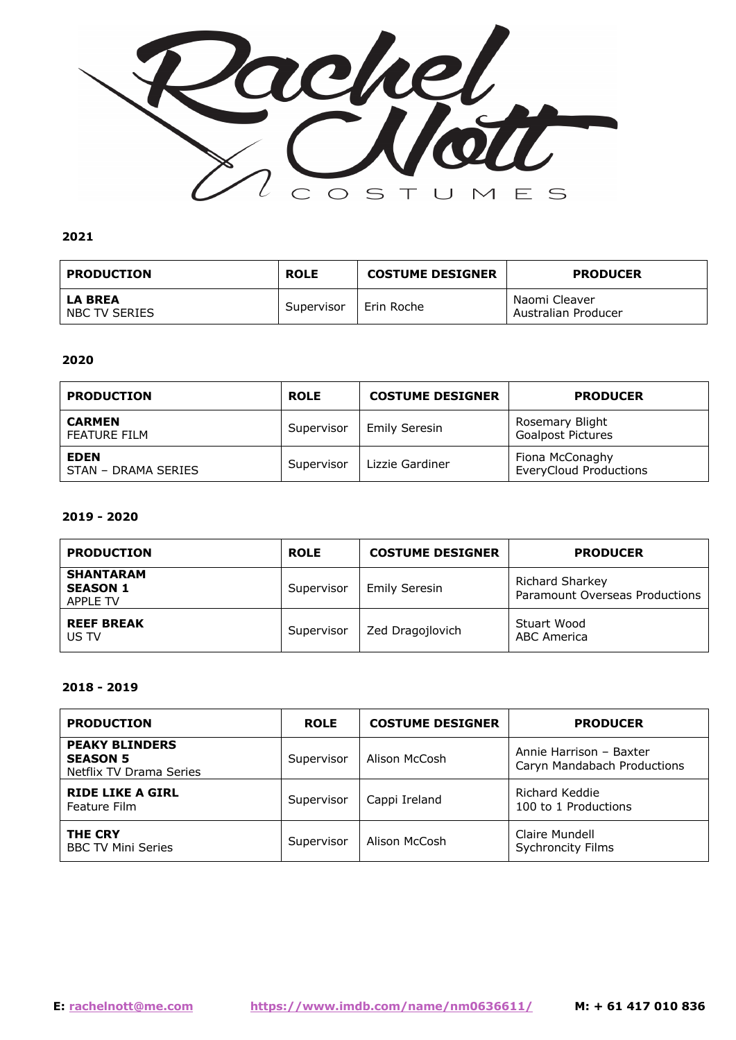# Rachel Nott COSTUMES

**2021**

| PRODUCTION | ROLE | COSTUME DESIGNER | PRODUCER |
|---|---|---|---|
| **LA BREA** NBC TV SERIES | Supervisor | Erin Roche | Naomi Cleaver Australian Producer |

**2020**

| PRODUCTION | ROLE | COSTUME DESIGNER | PRODUCER |
|---|---|---|---|
| **CARMEN** FEATURE FILM | Supervisor | Emily Seresin | Rosemary Blight Goalpost Pictures |
| **EDEN** STAN – DRAMA SERIES | Supervisor | Lizzie Gardiner | Fiona McConaghy EveryCloud Productions |

**2019 - 2020**

| PRODUCTION | ROLE | COSTUME DESIGNER | PRODUCER |
|---|---|---|---|
| **SHANTARAM SEASON 1** APPLE TV | Supervisor | Emily Seresin | Richard Sharkey Paramount Overseas Productions |
| **REEF BREAK** US TV | Supervisor | Zed Dragojlovich | Stuart Wood ABC America |

**2018 - 2019**

| PRODUCTION | ROLE | COSTUME DESIGNER | PRODUCER |
|---|---|---|---|
| **PEAKY BLINDERS SEASON 5** Netflix TV Drama Series | Supervisor | Alison McCosh | Annie Harrison – Baxter Caryn Mandabach Productions |
| **RIDE LIKE A GIRL** Feature Film | Supervisor | Cappi Ireland | Richard Keddie 100 to 1 Productions |
| **THE CRY** BBC TV Mini Series | Supervisor | Alison McCosh | Claire Mundell Sychroncity Films |

**E:** rachelnott@me.com **https://www.imdb.com/name/nm0636611/** **M: + 61 417 010 836**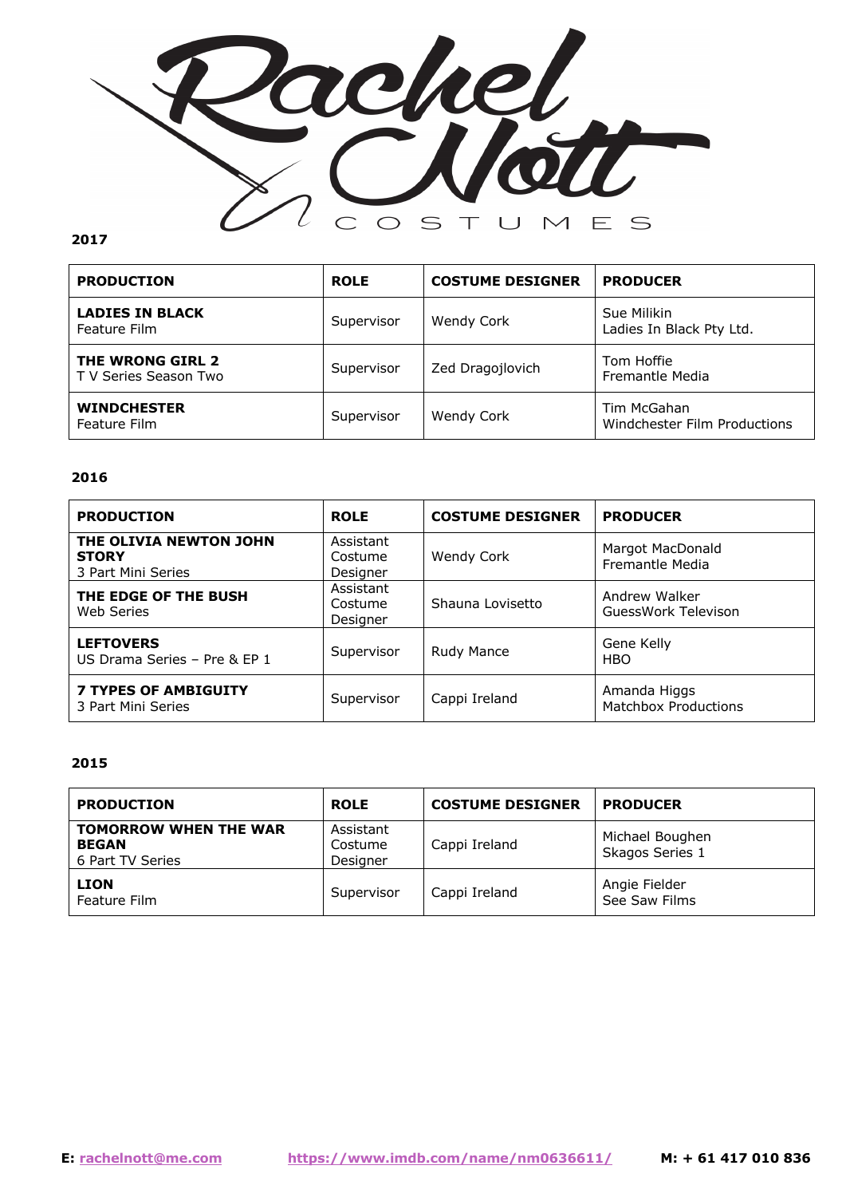## 2017

| PRODUCTION | ROLE | COSTUME DESIGNER | PRODUCER |
|---|---|---|---|
| **LADIES IN BLACK** Feature Film | Supervisor | Wendy Cork | Sue Milikin Ladies In Black Pty Ltd. |
| **THE WRONG GIRL 2** T V Series Season Two | Supervisor | Zed Dragojlovich | Tom Hoffie Fremantle Media |
| **WINDCHESTER** Feature Film | Supervisor | Wendy Cork | Tim McGahan Windchester Film Productions |

## 2016

| PRODUCTION | ROLE | COSTUME DESIGNER | PRODUCER |
|---|---|---|---|
| **THE OLIVIA NEWTON JOHN STORY** 3 Part Mini Series | Assistant Costume Designer | Wendy Cork | Margot MacDonald Fremantle Media |
| **THE EDGE OF THE BUSH** Web Series | Assistant Costume Designer | Shauna Lovisetto | Andrew Walker GuessWork Televison |
| **LEFTOVERS** US Drama Series – Pre & EP 1 | Supervisor | Rudy Mance | Gene Kelly HBO |
| **7 TYPES OF AMBIGUITY** 3 Part Mini Series | Supervisor | Cappi Ireland | Amanda Higgs Matchbox Productions |

## 2015

| PRODUCTION | ROLE | COSTUME DESIGNER | PRODUCER |
|---|---|---|---|
| **TOMORROW WHEN THE WAR BEGAN** 6 Part TV Series | Assistant Costume Designer | Cappi Ireland | Michael Boughen Skagos Series 1 |
| **LION** Feature Film | Supervisor | Cappi Ireland | Angie Fielder See Saw Films |

**E:** rachelnott@me.com **https://www.imdb.com/name/nm0636611/** **M: + 61 417 010 836**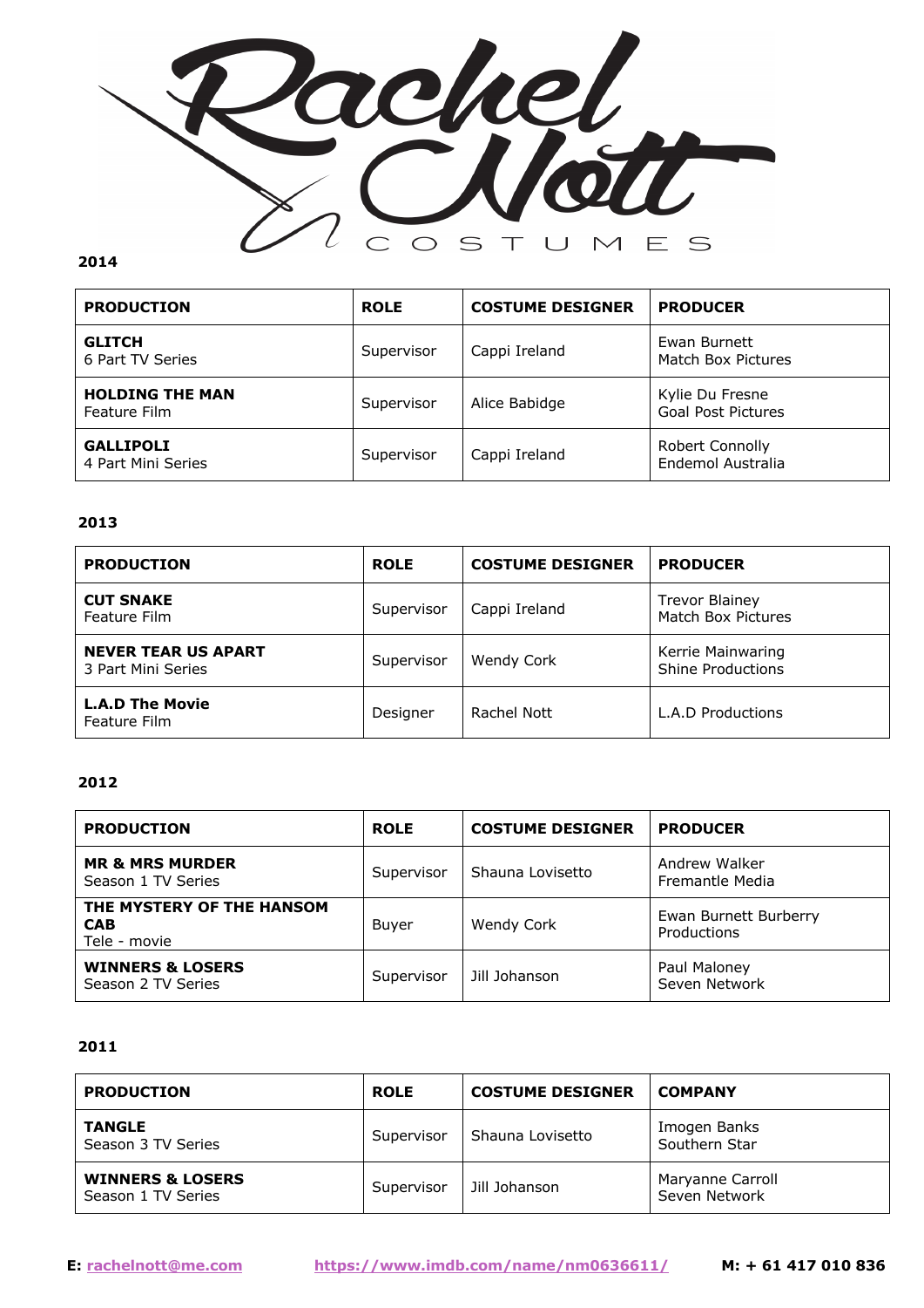Rachel Nott

COSTUMES

**2014**

| **PRODUCTION** | **ROLE** | **COSTUME DESIGNER** | **PRODUCER** |
|---|---|---|---|
| **GLITCH**<br>6 Part TV Series | Supervisor | Cappi Ireland | Ewan Burnett<br>Match Box Pictures |
| **HOLDING THE MAN**<br>Feature Film | Supervisor | Alice Babidge | Kylie Du Fresne<br>Goal Post Pictures |
| **GALLIPOLI**<br>4 Part Mini Series | Supervisor | Cappi Ireland | Robert Connolly<br>Endemol Australia |

**2013**

| **PRODUCTION** | **ROLE** | **COSTUME DESIGNER** | **PRODUCER** |
|---|---|---|---|
| **CUT SNAKE**<br>Feature Film | Supervisor | Cappi Ireland | Trevor Blainey<br>Match Box Pictures |
| **NEVER TEAR US APART**<br>3 Part Mini Series | Supervisor | Wendy Cork | Kerrie Mainwaring<br>Shine Productions |
| **L.A.D The Movie**<br>Feature Film | Designer | Rachel Nott | L.A.D Productions |

**2012**

| **PRODUCTION** | **ROLE** | **COSTUME DESIGNER** | **PRODUCER** |
|---|---|---|---|
| **MR & MRS MURDER**<br>Season 1 TV Series | Supervisor | Shauna Lovisetto | Andrew Walker<br>Fremantle Media |
| **THE MYSTERY OF THE HANSOM CAB**<br>Tele - movie | Buyer | Wendy Cork | Ewan Burnett Burberry Productions |
| **WINNERS & LOSERS**<br>Season 2 TV Series | Supervisor | Jill Johanson | Paul Maloney<br>Seven Network |

**2011**

| **PRODUCTION** | **ROLE** | **COSTUME DESIGNER** | **COMPANY** |
|---|---|---|---|
| **TANGLE**<br>Season 3 TV Series | Supervisor | Shauna Lovisetto | Imogen Banks<br>Southern Star |
| **WINNERS & LOSERS**<br>Season 1 TV Series | Supervisor | Jill Johanson | Maryanne Carroll<br>Seven Network |

**E: rachelnott@me.com** **https://www.imdb.com/name/nm0636611/** **M: + 61 417 010 836**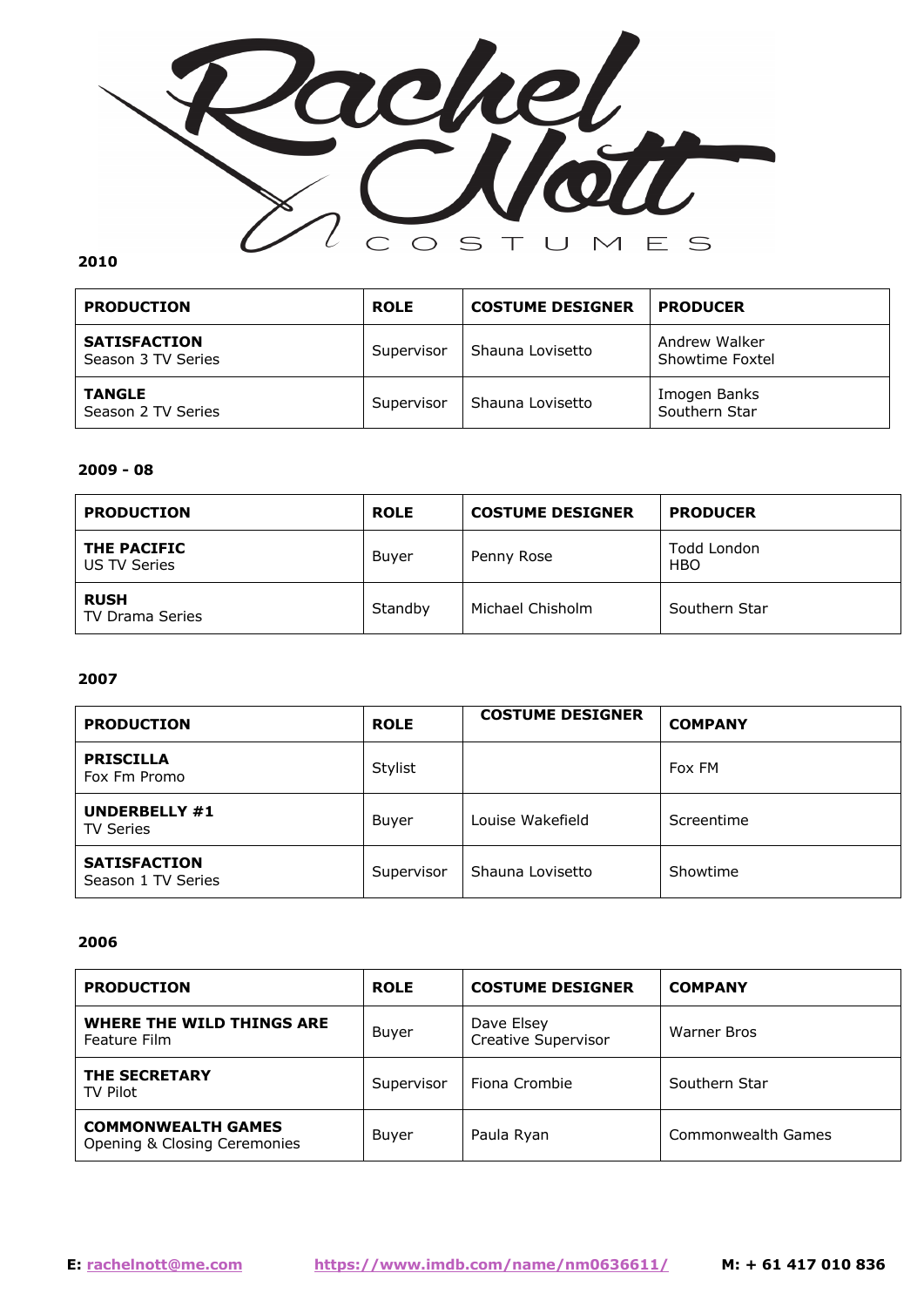## 2010

| PRODUCTION | ROLE | COSTUME DESIGNER | PRODUCER |
|---|---|---|---|
| **SATISFACTION** Season 3 TV Series | Supervisor | Shauna Lovisetto | Andrew Walker Showtime Foxtel |
| **TANGLE** Season 2 TV Series | Supervisor | Shauna Lovisetto | Imogen Banks Southern Star |

## 2009 - 08

| PRODUCTION | ROLE | COSTUME DESIGNER | PRODUCER |
|---|---|---|---|
| **THE PACIFIC** US TV Series | Buyer | Penny Rose | Todd London HBO |
| **RUSH** TV Drama Series | Standby | Michael Chisholm | Southern Star |

## 2007

| PRODUCTION | ROLE | COSTUME DESIGNER | COMPANY |
|---|---|---|---|
| **PRISCILLA** Fox Fm Promo | Stylist | | Fox FM |
| **UNDERBELLY #1** TV Series | Buyer | Louise Wakefield | Screentime |
| **SATISFACTION** Season 1 TV Series | Supervisor | Shauna Lovisetto | Showtime |

## 2006

| PRODUCTION | ROLE | COSTUME DESIGNER | COMPANY |
|---|---|---|---|
| **WHERE THE WILD THINGS ARE** Feature Film | Buyer | Dave Elsey Creative Supervisor | Warner Bros |
| **THE SECRETARY** TV Pilot | Supervisor | Fiona Crombie | Southern Star |
| **COMMONWEALTH GAMES** Opening & Closing Ceremonies | Buyer | Paula Ryan | Commonwealth Games |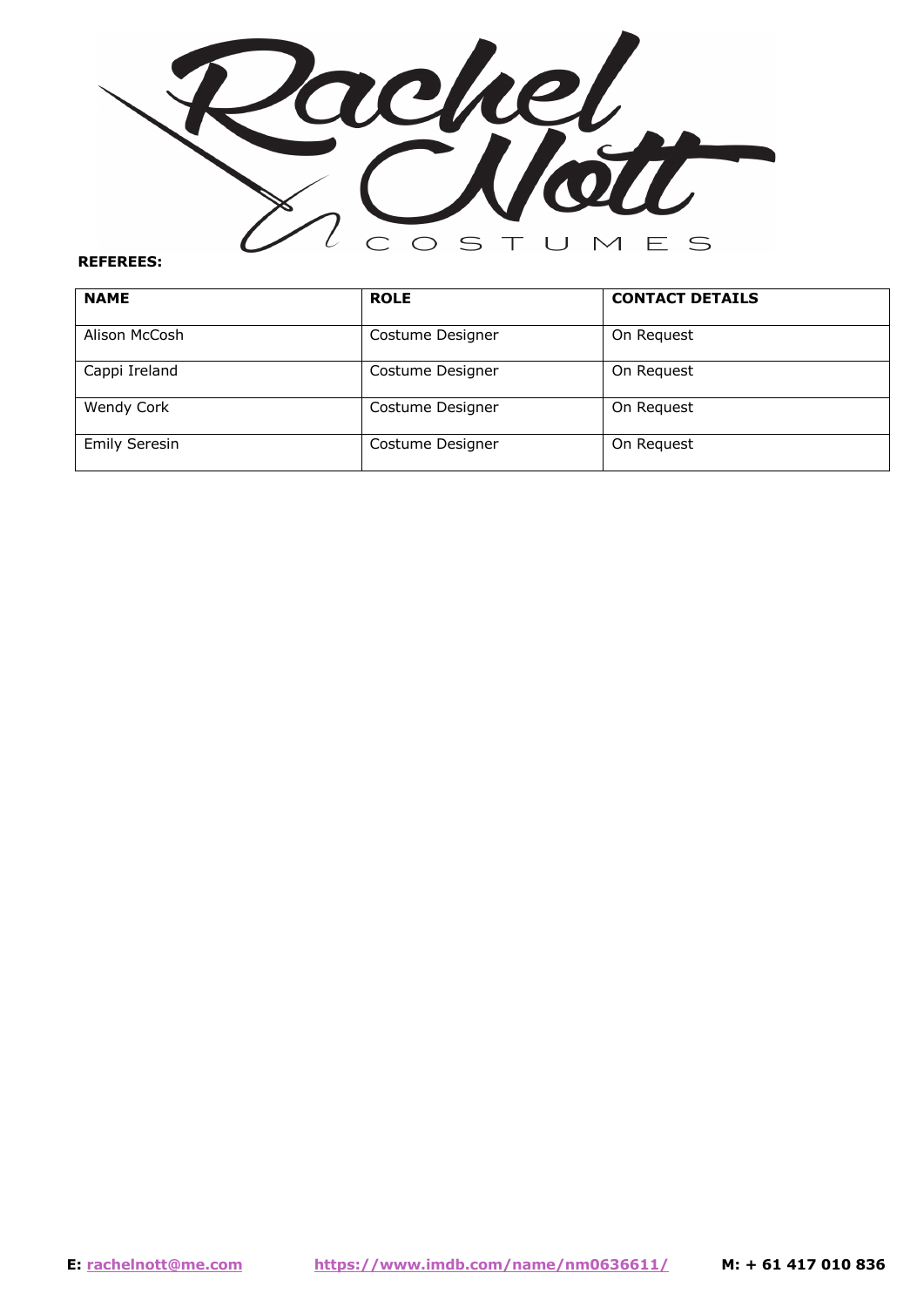**REFEREES:**

| NAME | ROLE | CONTACT DETAILS |
|---|---|---|
| Alison McCosh | Costume Designer | On Request |
| Cappi Ireland | Costume Designer | On Request |
| Wendy Cork | Costume Designer | On Request |
| Emily Seresin | Costume Designer | On Request |